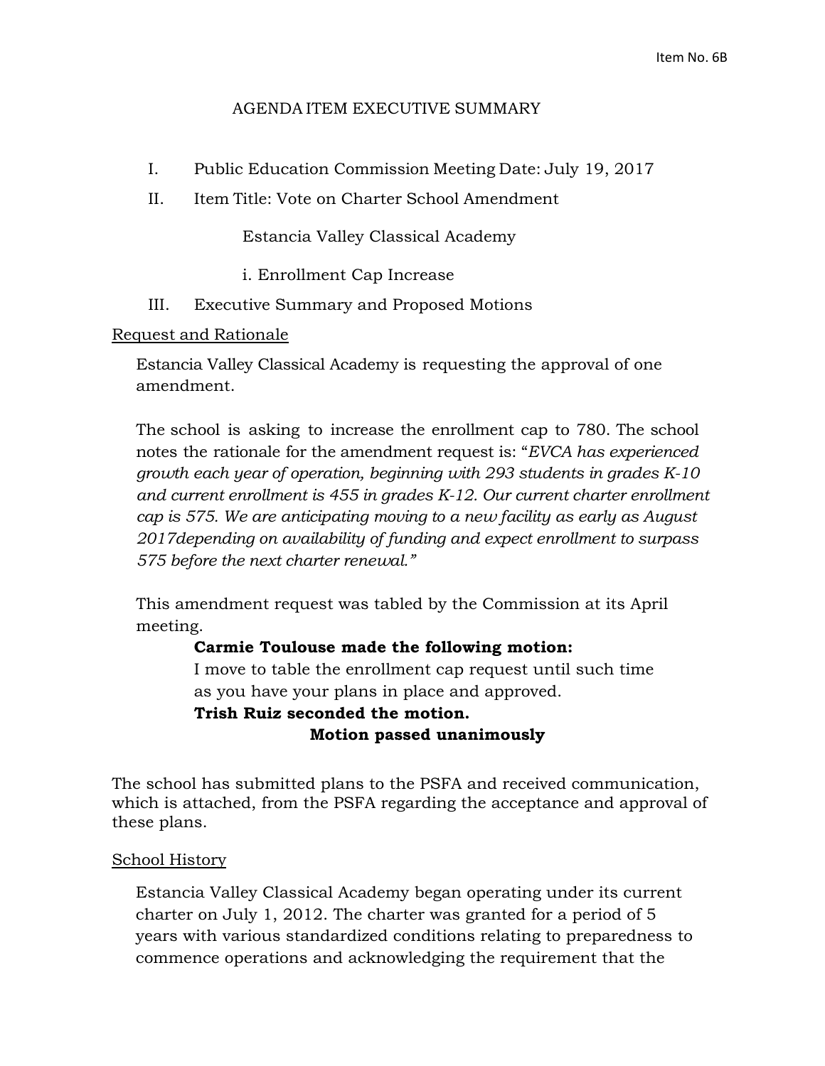Item No. 6B

# AGENDA ITEM EXECUTIVE SUMMARY

I. Public Education Commission Meeting Date: July 19, 2017

II. Item Title: Vote on Charter School Amendment

Estancia Valley Classical Academy

i. Enrollment Cap Increase

III. Executive Summary and Proposed Motions

## Request and Rationale

Estancia Valley Classical Academy is requesting the approval of one amendment.

The school is asking to increase the enrollment cap to 780. The school notes the rationale for the amendment request is: "*EVCA has experienced growth each year of operation, beginning with 293 students in grades K-10 and current enrollment is 455 in grades K-12. Our current charter enrollment cap is 575. We are anticipating moving to a new facility as early as August 2017depending on availability of funding and expect enrollment to surpass 575 before the next charter renewal.*"

This amendment request was tabled by the Commission at its April meeting.

> **Carmie Toulouse made the following motion:**
> I move to table the enrollment cap request until such time as you have your plans in place and approved.
> **Trish Ruiz seconded the motion.**
> **Motion passed unanimously**

The school has submitted plans to the PSFA and received communication, which is attached, from the PSFA regarding the acceptance and approval of these plans.

## School History

Estancia Valley Classical Academy began operating under its current charter on July 1, 2012. The charter was granted for a period of 5 years with various standardized conditions relating to preparedness to commence operations and acknowledging the requirement that the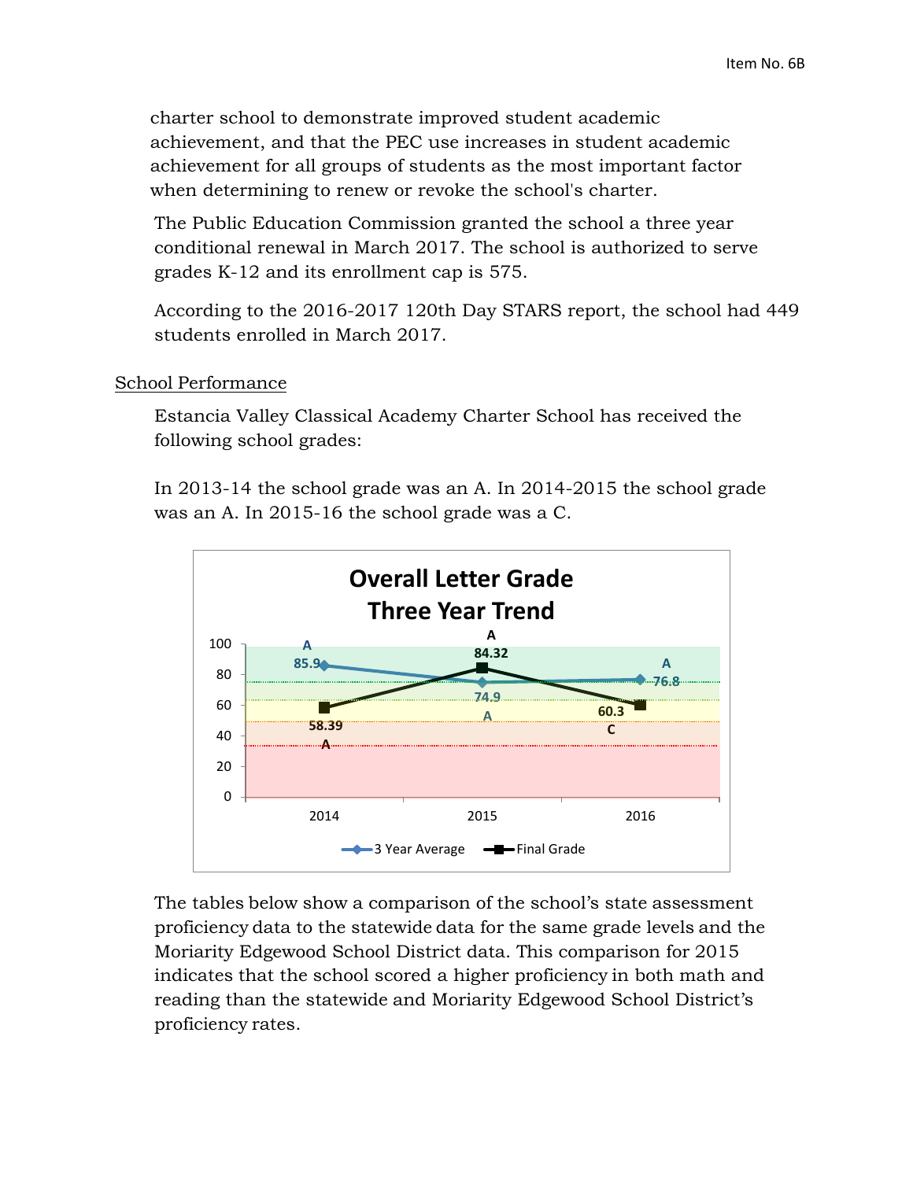charter school to demonstrate improved student academic achievement, and that the PEC use increases in student academic achievement for all groups of students as the most important factor when determining to renew or revoke the school's charter.

The Public Education Commission granted the school a three year conditional renewal in March 2017. The school is authorized to serve grades K-12 and its enrollment cap is 575.

According to the 2016-2017 120th Day STARS report, the school had 449 students enrolled in March 2017.

## School Performance

Estancia Valley Classical Academy Charter School has received the following school grades:

In 2013-14 the school grade was an A. In 2014-2015 the school grade was an A. In 2015-16 the school grade was a C.

**Overall Letter Grade Three Year Trend**

| Year | 3 Year Average | Final Grade |
|---|---|---|
| 2014 | 85.9 (A) | 58.39 (A) |
| 2015 | 74.9 (A) | 84.32 (A) |
| 2016 | 76.8 (A) | 60.3 (C) |

The tables below show a comparison of the school's state assessment proficiency data to the statewide data for the same grade levels and the Moriarity Edgewood School District data. This comparison for 2015 indicates that the school scored a higher proficiency in both math and reading than the statewide and Moriarity Edgewood School District's proficiency rates.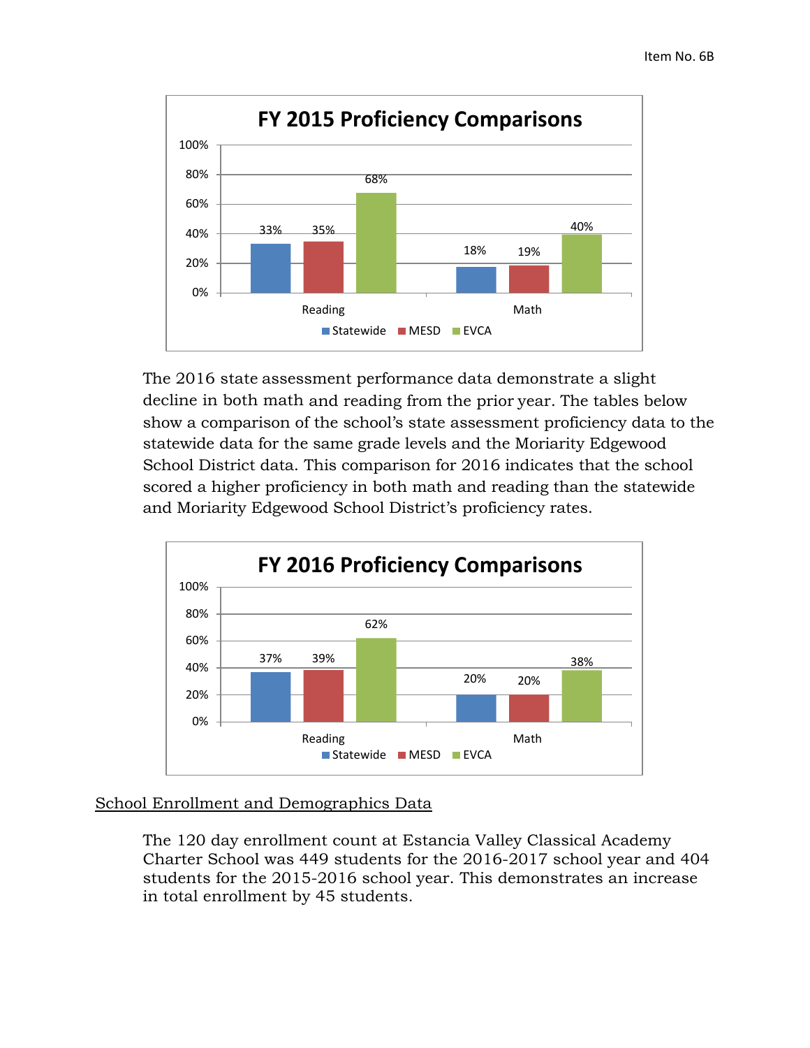**FY 2015 Proficiency Comparisons**

| | Statewide | MESD | EVCA |
|---|---|---|---|
| Reading | 33% | 35% | 68% |
| Math | 18% | 19% | 40% |

The 2016 state assessment performance data demonstrate a slight decline in both math and reading from the prior year. The tables below show a comparison of the school's state assessment proficiency data to the statewide data for the same grade levels and the Moriarity Edgewood School District data. This comparison for 2016 indicates that the school scored a higher proficiency in both math and reading than the statewide and Moriarity Edgewood School District's proficiency rates.

**FY 2016 Proficiency Comparisons**

| | Statewide | MESD | EVCA |
|---|---|---|---|
| Reading | 37% | 39% | 62% |
| Math | 20% | 20% | 38% |

## School Enrollment and Demographics Data

The 120 day enrollment count at Estancia Valley Classical Academy Charter School was 449 students for the 2016-2017 school year and 404 students for the 2015-2016 school year. This demonstrates an increase in total enrollment by 45 students.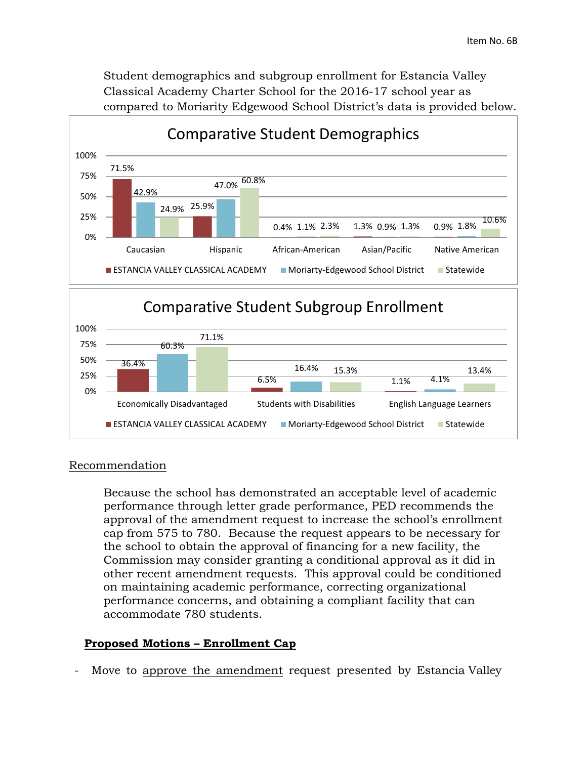Student demographics and subgroup enrollment for Estancia Valley Classical Academy Charter School for the 2016-17 school year as compared to Moriarity Edgewood School District's data is provided below.

**Comparative Student Demographics**

| | ESTANCIA VALLEY CLASSICAL ACADEMY | Moriarty-Edgewood School District | Statewide |
|---|---|---|---|
| Caucasian | 71.5% | 42.9% | 24.9% |
| Hispanic | 25.9% | 47.0% | 60.8% |
| African-American | 0.4% | 1.1% | 2.3% |
| Asian/Pacific | 1.3% | 0.9% | 1.3% |
| Native American | 0.9% | 1.8% | 10.6% |

**Comparative Student Subgroup Enrollment**

| | ESTANCIA VALLEY CLASSICAL ACADEMY | Moriarty-Edgewood School District | Statewide |
|---|---|---|---|
| Economically Disadvantaged | 36.4% | 60.3% | 71.1% |
| Students with Disabilities | 6.5% | 16.4% | 15.3% |
| English Language Learners | 1.1% | 4.1% | 13.4% |

Recommendation

Because the school has demonstrated an acceptable level of academic performance through letter grade performance, PED recommends the approval of the amendment request to increase the school's enrollment cap from 575 to 780. Because the request appears to be necessary for the school to obtain the approval of financing for a new facility, the Commission may consider granting a conditional approval as it did in other recent amendment requests. This approval could be conditioned on maintaining academic performance, correcting organizational performance concerns, and obtaining a compliant facility that can accommodate 780 students.

**Proposed Motions – Enrollment Cap**

- Move to approve the amendment request presented by Estancia Valley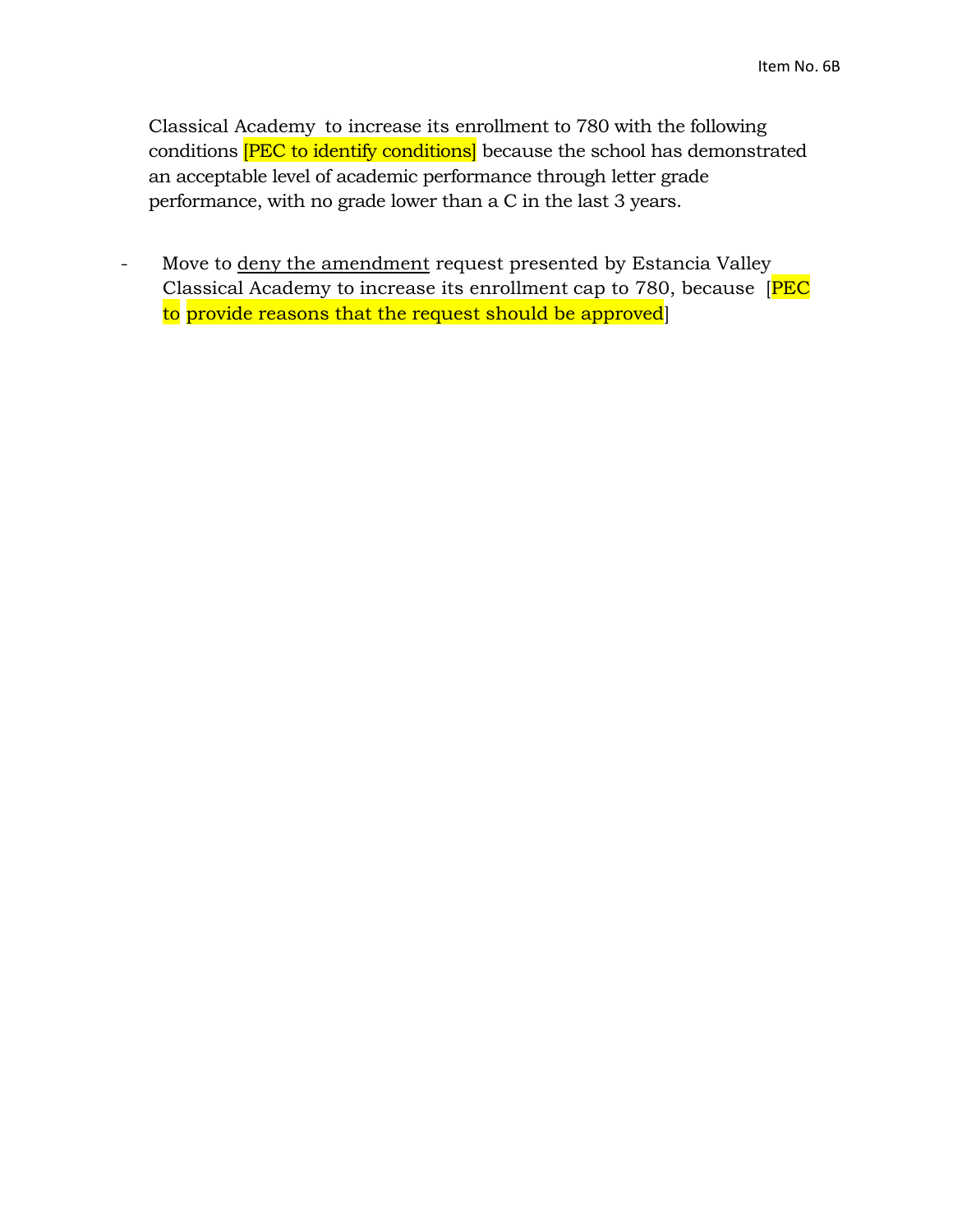Classical Academy to increase its enrollment to 780 with the following conditions [PEC to identify conditions] because the school has demonstrated an acceptable level of academic performance through letter grade performance, with no grade lower than a C in the last 3 years.

- Move to deny the amendment request presented by Estancia Valley Classical Academy to increase its enrollment cap to 780, because [PEC to provide reasons that the request should be approved]